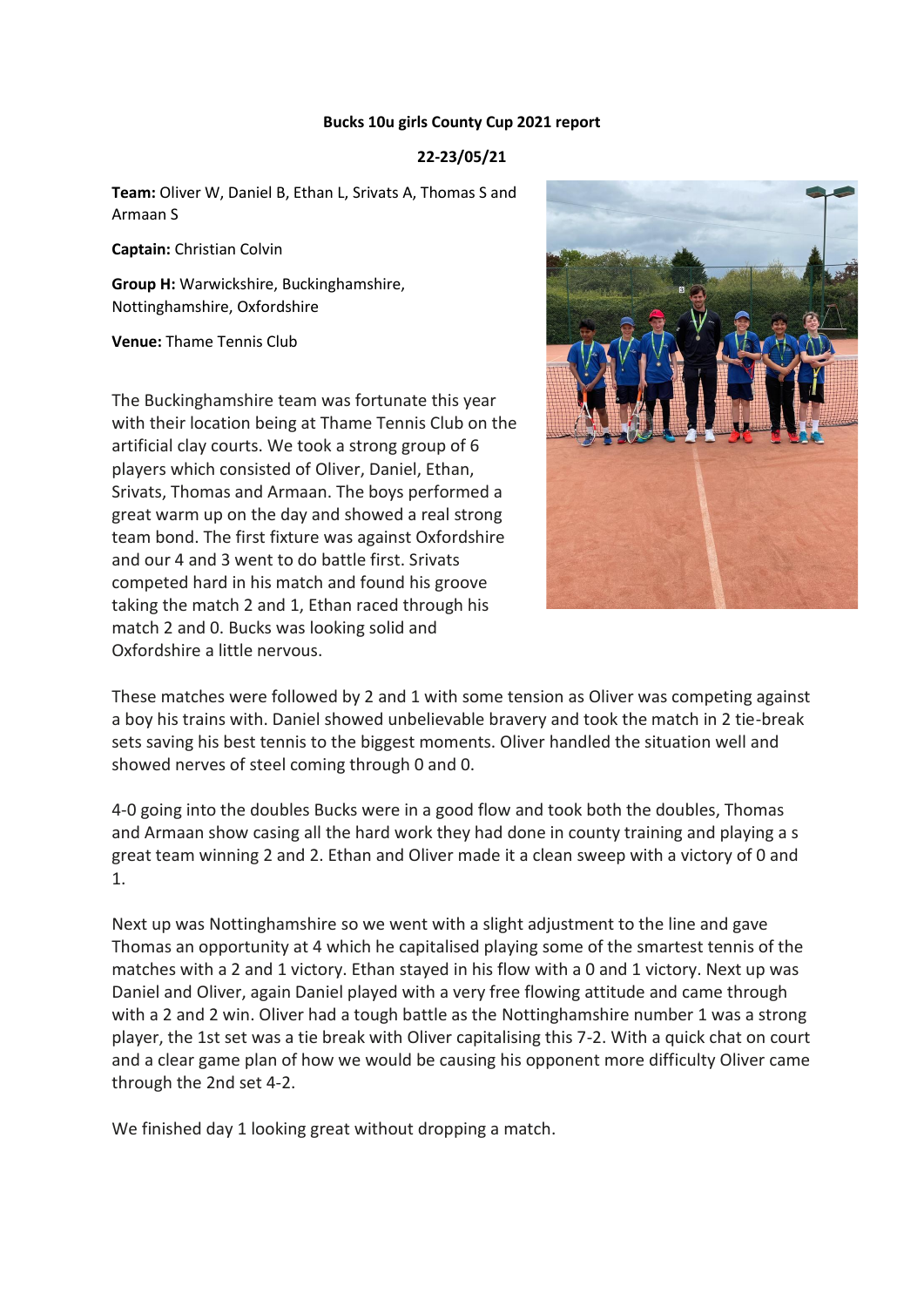**Bucks 10u girls County Cup 2021 report**

**22-23/05/21**

**Team:** Oliver W, Daniel B, Ethan L, Srivats A, Thomas S and Armaan S

**Captain:** Christian Colvin

**Group H:** Warwickshire, Buckinghamshire, Nottinghamshire, Oxfordshire

**Venue:** Thame Tennis Club

The Buckinghamshire team was fortunate this year with their location being at Thame Tennis Club on the artificial clay courts. We took a strong group of 6 players which consisted of Oliver, Daniel, Ethan, Srivats, Thomas and Armaan. The boys performed a great warm up on the day and showed a real strong team bond. The first fixture was against Oxfordshire and our 4 and 3 went to do battle first. Srivats competed hard in his match and found his groove taking the match 2 and 1, Ethan raced through his match 2 and 0. Bucks was looking solid and Oxfordshire a little nervous.

These matches were followed by 2 and 1 with some tension as Oliver was competing against a boy his trains with. Daniel showed unbelievable bravery and took the match in 2 tie-break sets saving his best tennis to the biggest moments. Oliver handled the situation well and showed nerves of steel coming through 0 and 0.

4-0 going into the doubles Bucks were in a good flow and took both the doubles, Thomas and Armaan show casing all the hard work they had done in county training and playing a s great team winning 2 and 2. Ethan and Oliver made it a clean sweep with a victory of 0 and 1.

Next up was Nottinghamshire so we went with a slight adjustment to the line and gave Thomas an opportunity at 4 which he capitalised playing some of the smartest tennis of the matches with a 2 and 1 victory. Ethan stayed in his flow with a 0 and 1 victory. Next up was Daniel and Oliver, again Daniel played with a very free flowing attitude and came through with a 2 and 2 win. Oliver had a tough battle as the Nottinghamshire number 1 was a strong player, the 1st set was a tie break with Oliver capitalising this 7-2. With a quick chat on court and a clear game plan of how we would be causing his opponent more difficulty Oliver came through the 2nd set 4-2.

We finished day 1 looking great without dropping a match.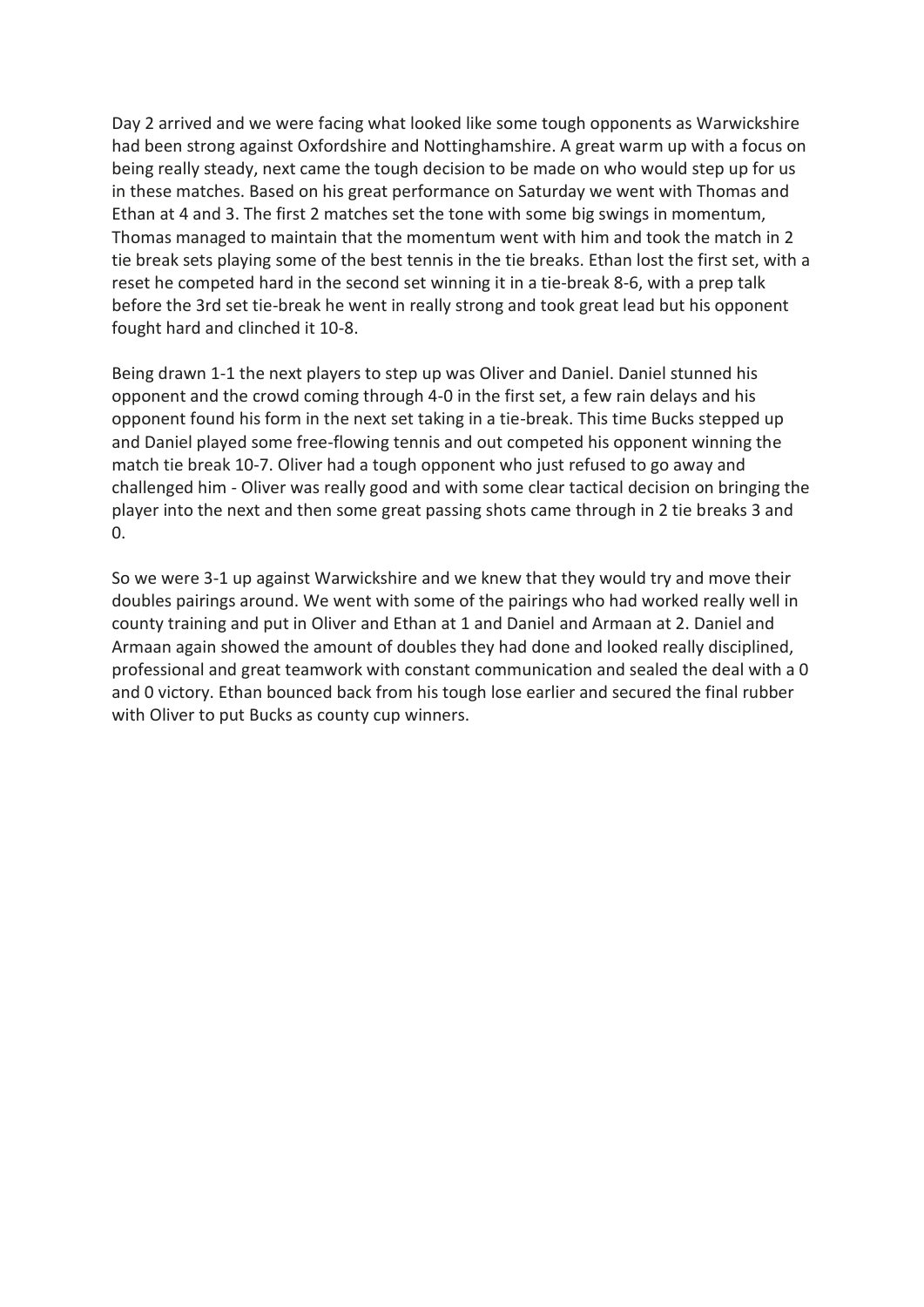Day 2 arrived and we were facing what looked like some tough opponents as Warwickshire had been strong against Oxfordshire and Nottinghamshire. A great warm up with a focus on being really steady, next came the tough decision to be made on who would step up for us in these matches. Based on his great performance on Saturday we went with Thomas and Ethan at 4 and 3. The first 2 matches set the tone with some big swings in momentum, Thomas managed to maintain that the momentum went with him and took the match in 2 tie break sets playing some of the best tennis in the tie breaks. Ethan lost the first set, with a reset he competed hard in the second set winning it in a tie-break 8-6, with a prep talk before the 3rd set tie-break he went in really strong and took great lead but his opponent fought hard and clinched it 10-8.

Being drawn 1-1 the next players to step up was Oliver and Daniel. Daniel stunned his opponent and the crowd coming through 4-0 in the first set, a few rain delays and his opponent found his form in the next set taking in a tie-break. This time Bucks stepped up and Daniel played some free-flowing tennis and out competed his opponent winning the match tie break 10-7. Oliver had a tough opponent who just refused to go away and challenged him - Oliver was really good and with some clear tactical decision on bringing the player into the next and then some great passing shots came through in 2 tie breaks 3 and 0.

So we were 3-1 up against Warwickshire and we knew that they would try and move their doubles pairings around. We went with some of the pairings who had worked really well in county training and put in Oliver and Ethan at 1 and Daniel and Armaan at 2. Daniel and Armaan again showed the amount of doubles they had done and looked really disciplined, professional and great teamwork with constant communication and sealed the deal with a 0 and 0 victory. Ethan bounced back from his tough lose earlier and secured the final rubber with Oliver to put Bucks as county cup winners.